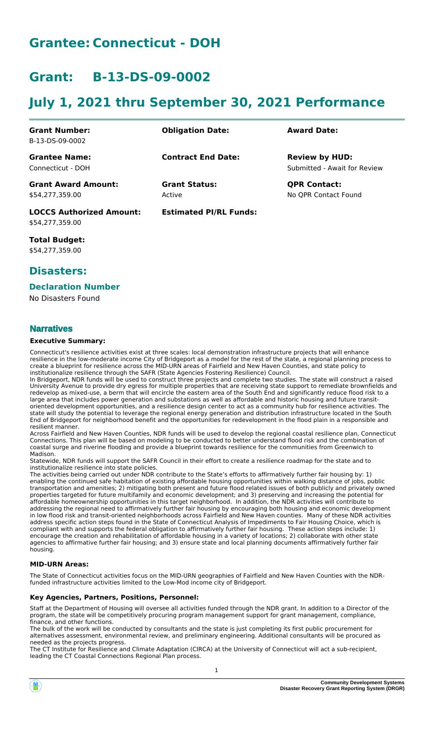# Grantee: Connecticut - DOH

# Grant: B-13-DS-09-0002

# July 1, 2021 thru September 30, 2021 Performance

| | | |
|---|---|---|
| **Grant Number:**<br>B-13-DS-09-0002 | **Obligation Date:** | **Award Date:** |
| **Grantee Name:**<br>Connecticut - DOH | **Contract End Date:** | **Review by HUD:**<br>Submitted - Await for Review |
| **Grant Award Amount:**<br>$54,277,359.00 | **Grant Status:**<br>Active | **QPR Contact:**<br>No QPR Contact Found |
| **LOCCS Authorized Amount:**<br>$54,277,359.00 | **Estimated PI/RL Funds:** | |

**Total Budget:**
$54,277,359.00

## Disasters:

### Declaration Number

No Disasters Found

## Narratives

#### Executive Summary:

Connecticut's resilience activities exist at three scales: local demonstration infrastructure projects that will enhance resilience in the low-moderate income City of Bridgeport as a model for the rest of the state, a regional planning process to create a blueprint for resilience across the MID-URN areas of Fairfield and New Haven Counties, and state policy to institutionalize resilience through the SAFR (State Agencies Fostering Resilience) Council.

In Bridgeport, NDR funds will be used to construct three projects and complete two studies. The state will construct a raised University Avenue to provide dry egress for multiple properties that are receiving state support to remediate brownfields and redevelop as mixed-use, a berm that will encircle the eastern area of the South End and significantly reduce flood risk to a large area that includes power generation and substations as well as affordable and historic housing and future transit-oriented development opportunities, and a resilience design center to act as a community hub for resilience activities. The state will study the potential to leverage the regional energy generation and distribution infrastructure located in the South End of Bridgeport for neighborhood benefit and the opportunities for redevelopment in the flood plain in a responsible and resilient manner.

Across Fairfield and New Haven Counties, NDR funds will be used to develop the regional coastal resilience plan, Connecticut Connections. This plan will be based on modeling to be conducted to better understand flood risk and the combination of coastal surge and riverine flooding and provide a blueprint towards resilience for the communities from Greenwich to Madison.

Statewide, NDR funds will support the SAFR Council in their effort to create a resilience roadmap for the state and to institutionalize resilience into state policies.

The activities being carried out under NDR contribute to the State's efforts to affirmatively further fair housing by: 1) enabling the continued safe habitation of existing affordable housing opportunities within walking distance of jobs, public transportation and amenities; 2) mitigating both present and future flood related issues of both publicly and privately owned properties targeted for future multifamily and economic development; and 3) preserving and increasing the potential for affordable homeownership opportunities in this target neighborhood. In addition, the NDR activities will contribute to addressing the regional need to affirmatively further fair housing by encouraging both housing and economic development in low flood risk and transit-oriented neighborhoods across Fairfield and New Haven counties. Many of these NDR activities address specific action steps found in the State of Connecticut Analysis of Impediments to Fair Housing Choice, which is compliant with and supports the federal obligation to affirmatively further fair housing. These action steps include: 1) encourage the creation and rehabilitation of affordable housing in a variety of locations; 2) collaborate with other state agencies to affirmative further fair housing; and 3) ensure state and local planning documents affirmatively further fair housing.

#### MID-URN Areas:

The State of Connecticut activities focus on the MID-URN geographies of Fairfield and New Haven Counties with the NDR-funded infrastructure activities limited to the Low-Mod income city of Bridgeport.

#### Key Agencies, Partners, Positions, Personnel:

Staff at the Department of Housing will oversee all activities funded through the NDR grant. In addition to a Director of the program, the state will be competitively procuring program management support for grant management, compliance, finance, and other functions.

The bulk of the work will be conducted by consultants and the state is just completing its first public procurement for alternatives assessment, environmental review, and preliminary engineering. Additional consultants will be procured as needed as the projects progress.

The CT Institute for Resilience and Climate Adaptation (CIRCA) at the University of Connecticut will act a sub-recipient, leading the CT Coastal Connections Regional Plan process.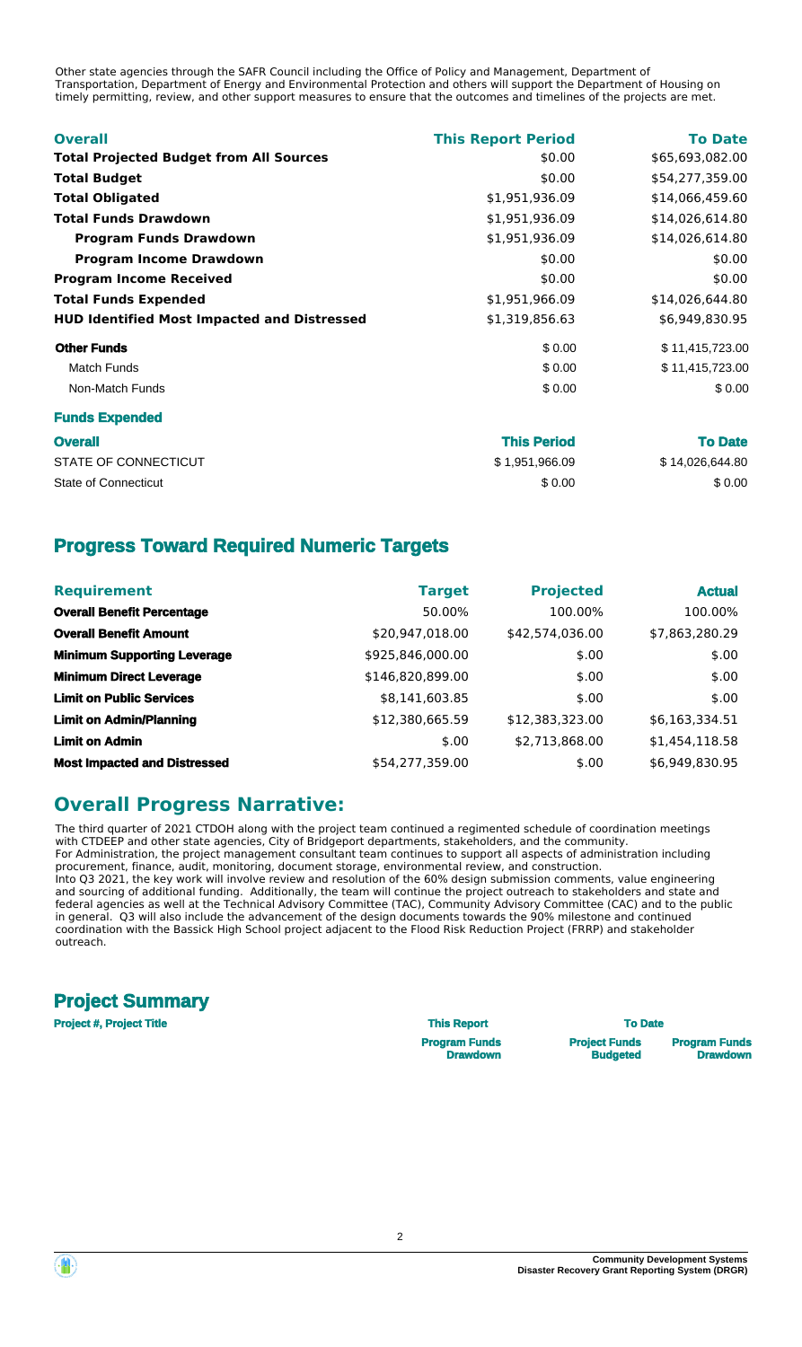Other state agencies through the SAFR Council including the Office of Policy and Management, Department of Transportation, Department of Energy and Environmental Protection and others will support the Department of Housing on timely permitting, review, and other support measures to ensure that the outcomes and timelines of the projects are met.

| Overall | This Report Period | To Date |
|---|---|---|
| **Total Projected Budget from All Sources** | $0.00 | $65,693,082.00 |
| **Total Budget** | $0.00 | $54,277,359.00 |
| **Total Obligated** | $1,951,936.09 | $14,066,459.60 |
| **Total Funds Drawdown** | $1,951,936.09 | $14,026,614.80 |
| **Program Funds Drawdown** | $1,951,936.09 | $14,026,614.80 |
| **Program Income Drawdown** | $0.00 | $0.00 |
| **Program Income Received** | $0.00 | $0.00 |
| **Total Funds Expended** | $1,951,966.09 | $14,026,644.80 |
| **HUD Identified Most Impacted and Distressed** | $1,319,856.63 | $6,949,830.95 |
| **Other Funds** | $ 0.00 | $ 11,415,723.00 |
| Match Funds | $ 0.00 | $ 11,415,723.00 |
| Non-Match Funds | $ 0.00 | $ 0.00 |

**Funds Expended**

| Overall | This Period | To Date |
|---|---|---|
| STATE OF CONNECTICUT | $ 1,951,966.09 | $ 14,026,644.80 |
| State of Connecticut | $ 0.00 | $ 0.00 |

## Progress Toward Required Numeric Targets

| Requirement | Target | Projected | Actual |
|---|---|---|---|
| **Overall Benefit Percentage** | 50.00% | 100.00% | 100.00% |
| **Overall Benefit Amount** | $20,947,018.00 | $42,574,036.00 | $7,863,280.29 |
| **Minimum Supporting Leverage** | $925,846,000.00 | $.00 | $.00 |
| **Minimum Direct Leverage** | $146,820,899.00 | $.00 | $.00 |
| **Limit on Public Services** | $8,141,603.85 | $.00 | $.00 |
| **Limit on Admin/Planning** | $12,380,665.59 | $12,383,323.00 | $6,163,334.51 |
| **Limit on Admin** | $.00 | $2,713,868.00 | $1,454,118.58 |
| **Most Impacted and Distressed** | $54,277,359.00 | $.00 | $6,949,830.95 |

## Overall Progress Narrative:

The third quarter of 2021 CTDOH along with the project team continued a regimented schedule of coordination meetings with CTDEEP and other state agencies, City of Bridgeport departments, stakeholders, and the community.
For Administration, the project management consultant team continues to support all aspects of administration including procurement, finance, audit, monitoring, document storage, environmental review, and construction.
Into Q3 2021, the key work will involve review and resolution of the 60% design submission comments, value engineering and sourcing of additional funding. Additionally, the team will continue the project outreach to stakeholders and state and federal agencies as well at the Technical Advisory Committee (TAC), Community Advisory Committee (CAC) and to the public in general. Q3 will also include the advancement of the design documents towards the 90% milestone and continued coordination with the Bassick High School project adjacent to the Flood Risk Reduction Project (FRRP) and stakeholder outreach.

## Project Summary

| Project #, Project Title | This Report | To Date | |
|---|---|---|---|
| | Program Funds Drawdown | Project Funds Budgeted | Program Funds Drawdown |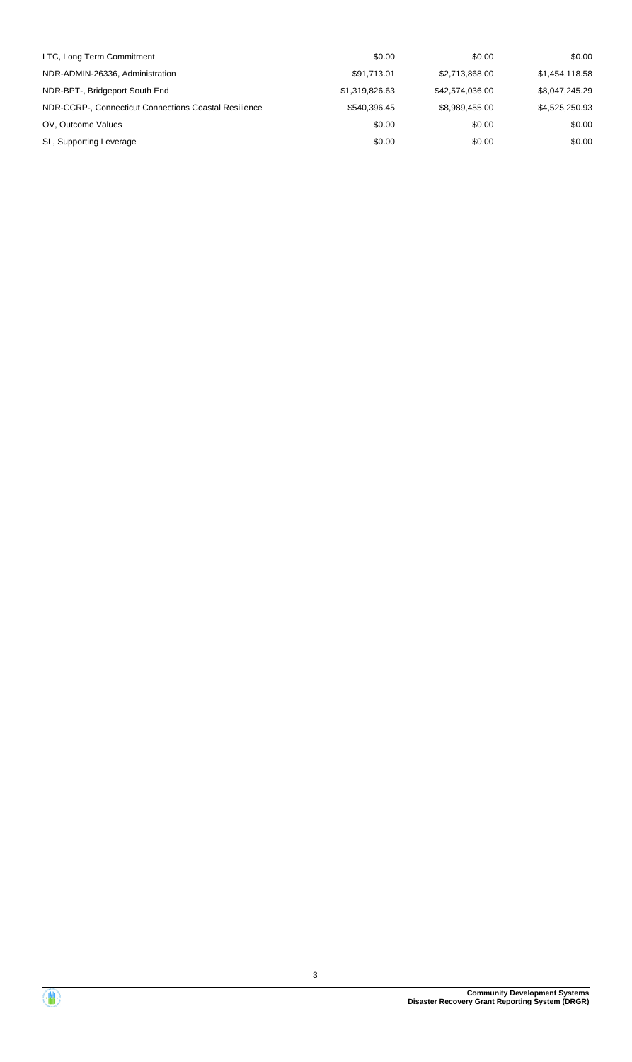| | | | |
|---|---|---|---|
| LTC, Long Term Commitment | \$0.00 | \$0.00 | \$0.00 |
| NDR-ADMIN-26336, Administration | \$91,713.01 | \$2,713,868.00 | \$1,454,118.58 |
| NDR-BPT-, Bridgeport South End | \$1,319,826.63 | \$42,574,036.00 | \$8,047,245.29 |
| NDR-CCRP-, Connecticut Connections Coastal Resilience | \$540,396.45 | \$8,989,455.00 | \$4,525,250.93 |
| OV, Outcome Values | \$0.00 | \$0.00 | \$0.00 |
| SL, Supporting Leverage | \$0.00 | \$0.00 | \$0.00 |